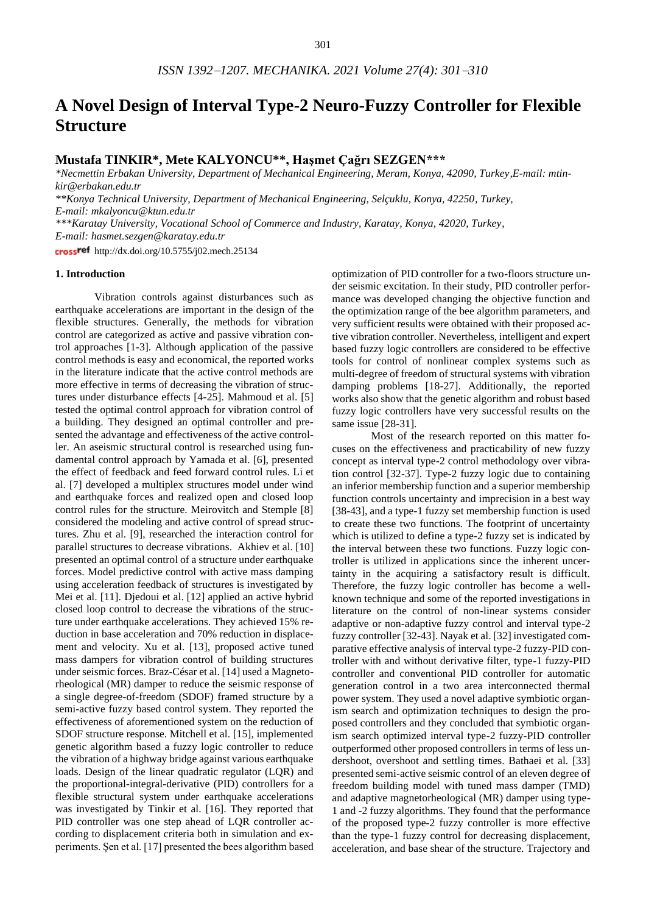# A Novel Design of Interval Type-2 Neuro-Fuzzy Controller for Flexible Structure

## Mustafa TINKIR*, Mete KALYONCU**, Haşmet Çağrı SEZGEN***

*\*Necmettin Erbakan University, Department of Mechanical Engineering, Meram, Konya, 42090, Turkey,E-mail: mtinkir@erbakan.edu.tr*

*\*\*Konya Technical University, Department of Mechanical Engineering, Selçuklu, Konya, 42250, Turkey, E-mail: mkalyoncu@ktun.edu.tr*

*\*\*\*Karatay University, Vocational School of Commerce and Industry, Karatay, Konya, 42020, Turkey, E-mail: hasmet.sezgen@karatay.edu.tr*

crossref http://dx.doi.org/10.5755/j02.mech.25134

### 1. Introduction

Vibration controls against disturbances such as earthquake accelerations are important in the design of the flexible structures. Generally, the methods for vibration control are categorized as active and passive vibration control approaches [1-3]. Although application of the passive control methods is easy and economical, the reported works in the literature indicate that the active control methods are more effective in terms of decreasing the vibration of structures under disturbance effects [4-25]. Mahmoud et al. [5] tested the optimal control approach for vibration control of a building. They designed an optimal controller and presented the advantage and effectiveness of the active controller. An aseismic structural control is researched using fundamental control approach by Yamada et al. [6], presented the effect of feedback and feed forward control rules. Li et al. [7] developed a multiplex structures model under wind and earthquake forces and realized open and closed loop control rules for the structure. Meirovitch and Stemple [8] considered the modeling and active control of spread structures. Zhu et al. [9], researched the interaction control for parallel structures to decrease vibrations. Akhiev et al. [10] presented an optimal control of a structure under earthquake forces. Model predictive control with active mass damping using acceleration feedback of structures is investigated by Mei et al. [11]. Djedoui et al. [12] applied an active hybrid closed loop control to decrease the vibrations of the structure under earthquake accelerations. They achieved 15% reduction in base acceleration and 70% reduction in displacement and velocity. Xu et al. [13], proposed active tuned mass dampers for vibration control of building structures under seismic forces. Braz-César et al. [14] used a Magnetorheological (MR) damper to reduce the seismic response of a single degree-of-freedom (SDOF) framed structure by a semi-active fuzzy based control system. They reported the effectiveness of aforementioned system on the reduction of SDOF structure response. Mitchell et al. [15], implemented genetic algorithm based a fuzzy logic controller to reduce the vibration of a highway bridge against various earthquake loads. Design of the linear quadratic regulator (LQR) and the proportional-integral-derivative (PID) controllers for a flexible structural system under earthquake accelerations was investigated by Tinkir et al. [16]. They reported that PID controller was one step ahead of LQR controller according to displacement criteria both in simulation and experiments. Şen et al. [17] presented the bees algorithm based optimization of PID controller for a two-floors structure under seismic excitation. In their study, PID controller performance was developed changing the objective function and the optimization range of the bee algorithm parameters, and very sufficient results were obtained with their proposed active vibration controller. Nevertheless, intelligent and expert based fuzzy logic controllers are considered to be effective tools for control of nonlinear complex systems such as multi-degree of freedom of structural systems with vibration damping problems [18-27]. Additionally, the reported works also show that the genetic algorithm and robust based fuzzy logic controllers have very successful results on the same issue [28-31].

Most of the research reported on this matter focuses on the effectiveness and practicability of new fuzzy concept as interval type-2 control methodology over vibration control [32-37]. Type-2 fuzzy logic due to containing an inferior membership function and a superior membership function controls uncertainty and imprecision in a best way [38-43], and a type-1 fuzzy set membership function is used to create these two functions. The footprint of uncertainty which is utilized to define a type-2 fuzzy set is indicated by the interval between these two functions. Fuzzy logic controller is utilized in applications since the inherent uncertainty in the acquiring a satisfactory result is difficult. Therefore, the fuzzy logic controller has become a well-known technique and some of the reported investigations in literature on the control of non-linear systems consider adaptive or non-adaptive fuzzy control and interval type-2 fuzzy controller [32-43]. Nayak et al. [32] investigated comparative effective analysis of interval type-2 fuzzy-PID controller with and without derivative filter, type-1 fuzzy-PID controller and conventional PID controller for automatic generation control in a two area interconnected thermal power system. They used a novel adaptive symbiotic organism search and optimization techniques to design the proposed controllers and they concluded that symbiotic organism search optimized interval type-2 fuzzy-PID controller outperformed other proposed controllers in terms of less undershoot, overshoot and settling times. Bathaei et al. [33] presented semi-active seismic control of an eleven degree of freedom building model with tuned mass damper (TMD) and adaptive magnetorheological (MR) damper using type-1 and -2 fuzzy algorithms. They found that the performance of the proposed type-2 fuzzy controller is more effective than the type-1 fuzzy control for decreasing displacement, acceleration, and base shear of the structure. Trajectory and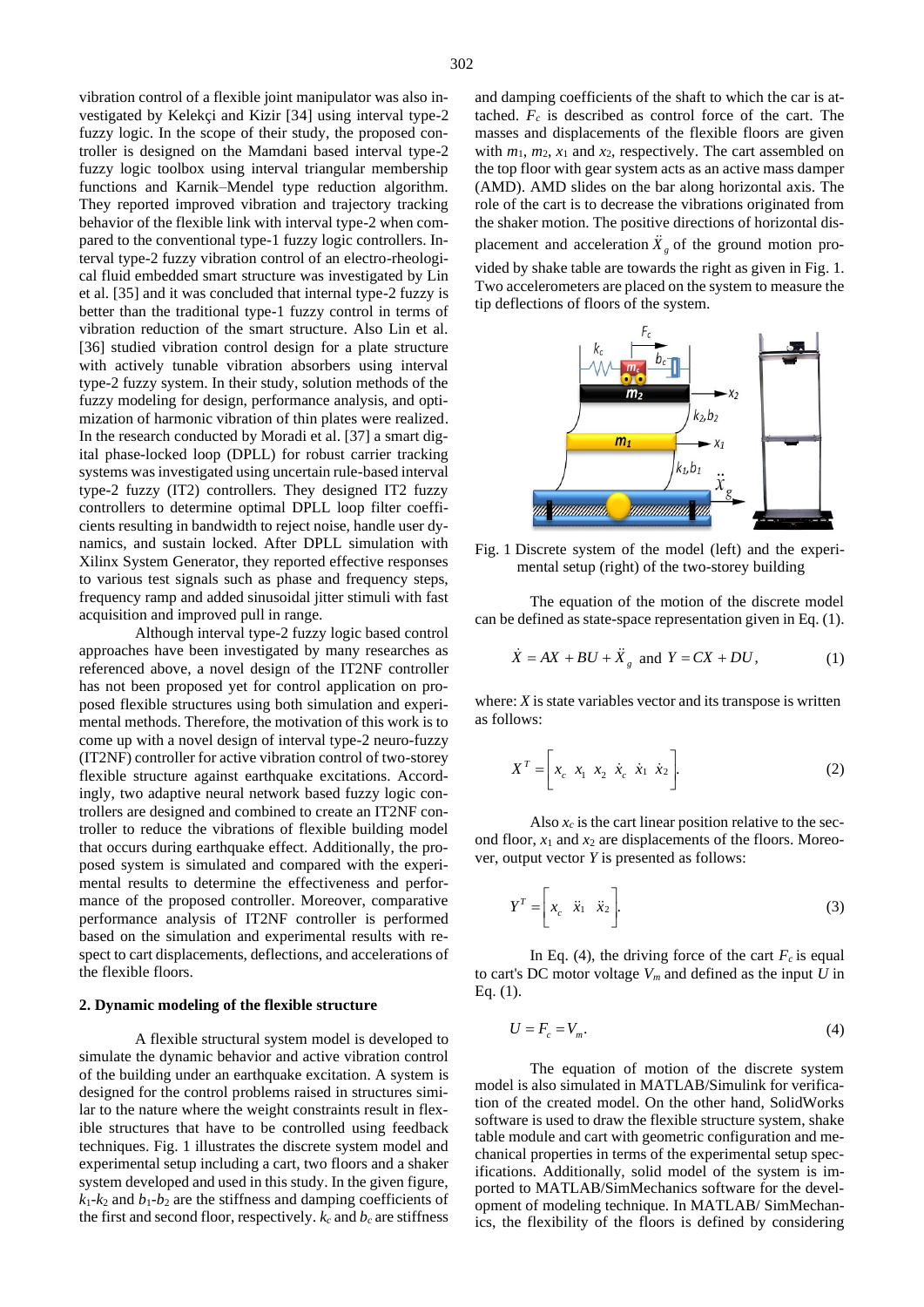vibration control of a flexible joint manipulator was also investigated by Kelekçi and Kizir [34] using interval type-2 fuzzy logic. In the scope of their study, the proposed controller is designed on the Mamdani based interval type-2 fuzzy logic toolbox using interval triangular membership functions and Karnik–Mendel type reduction algorithm. They reported improved vibration and trajectory tracking behavior of the flexible link with interval type-2 when compared to the conventional type-1 fuzzy logic controllers. Interval type-2 fuzzy vibration control of an electro-rheological fluid embedded smart structure was investigated by Lin et al. [35] and it was concluded that internal type-2 fuzzy is better than the traditional type-1 fuzzy control in terms of vibration reduction of the smart structure. Also Lin et al. [36] studied vibration control design for a plate structure with actively tunable vibration absorbers using interval type-2 fuzzy system. In their study, solution methods of the fuzzy modeling for design, performance analysis, and optimization of harmonic vibration of thin plates were realized. In the research conducted by Moradi et al. [37] a smart digital phase-locked loop (DPLL) for robust carrier tracking systems was investigated using uncertain rule-based interval type-2 fuzzy (IT2) controllers. They designed IT2 fuzzy controllers to determine optimal DPLL loop filter coefficients resulting in bandwidth to reject noise, handle user dynamics, and sustain locked. After DPLL simulation with Xilinx System Generator, they reported effective responses to various test signals such as phase and frequency steps, frequency ramp and added sinusoidal jitter stimuli with fast acquisition and improved pull in range.

Although interval type-2 fuzzy logic based control approaches have been investigated by many researches as referenced above, a novel design of the IT2NF controller has not been proposed yet for control application on proposed flexible structures using both simulation and experimental methods. Therefore, the motivation of this work is to come up with a novel design of interval type-2 neuro-fuzzy (IT2NF) controller for active vibration control of two-storey flexible structure against earthquake excitations. Accordingly, two adaptive neural network based fuzzy logic controllers are designed and combined to create an IT2NF controller to reduce the vibrations of flexible building model that occurs during earthquake effect. Additionally, the proposed system is simulated and compared with the experimental results to determine the effectiveness and performance of the proposed controller. Moreover, comparative performance analysis of IT2NF controller is performed based on the simulation and experimental results with respect to cart displacements, deflections, and accelerations of the flexible floors.

## 2. Dynamic modeling of the flexible structure

A flexible structural system model is developed to simulate the dynamic behavior and active vibration control of the building under an earthquake excitation. A system is designed for the control problems raised in structures similar to the nature where the weight constraints result in flexible structures that have to be controlled using feedback techniques. Fig. 1 illustrates the discrete system model and experimental setup including a cart, two floors and a shaker system developed and used in this study. In the given figure, $k_1$-$k_2$ and $b_1$-$b_2$ are the stiffness and damping coefficients of the first and second floor, respectively. $k_c$ and $b_c$ are stiffness and damping coefficients of the shaft to which the car is attached. $F_c$ is described as control force of the cart. The masses and displacements of the flexible floors are given with $m_1$, $m_2$, $x_1$ and $x_2$, respectively. The cart assembled on the top floor with gear system acts as an active mass damper (AMD). AMD slides on the bar along horizontal axis. The role of the cart is to decrease the vibrations originated from the shaker motion. The positive directions of horizontal displacement and acceleration $\ddot{X}_g$ of the ground motion provided by shake table are towards the right as given in Fig. 1. Two accelerometers are placed on the system to measure the tip deflections of floors of the system.

Fig. 1 Discrete system of the model (left) and the experimental setup (right) of the two-storey building

The equation of the motion of the discrete model can be defined as state-space representation given in Eq. (1).

$$\dot{X} = AX + BU + \ddot{X}_g \text{ and } Y = CX + DU, \tag{1}$$

where: $X$ is state variables vector and its transpose is written as follows:

$$X^T = \begin{bmatrix} x_c & x_1 & x_2 & \dot{x}_c & \dot{x}_1 & \dot{x}_2 \end{bmatrix}. \tag{2}$$

Also $x_c$ is the cart linear position relative to the second floor, $x_1$ and $x_2$ are displacements of the floors. Moreover, output vector $Y$ is presented as follows:

$$Y^T = \begin{bmatrix} x_c & \ddot{x}_1 & \ddot{x}_2 \end{bmatrix}. \tag{3}$$

In Eq. (4), the driving force of the cart $F_c$ is equal to cart's DC motor voltage $V_m$ and defined as the input $U$ in Eq. (1).

$$U = F_c = V_m. \tag{4}$$

The equation of motion of the discrete system model is also simulated in MATLAB/Simulink for verification of the created model. On the other hand, SolidWorks software is used to draw the flexible structure system, shake table module and cart with geometric configuration and mechanical properties in terms of the experimental setup specifications. Additionally, solid model of the system is imported to MATLAB/SimMechanics software for the development of modeling technique. In MATLAB/ SimMechanics, the flexibility of the floors is defined by considering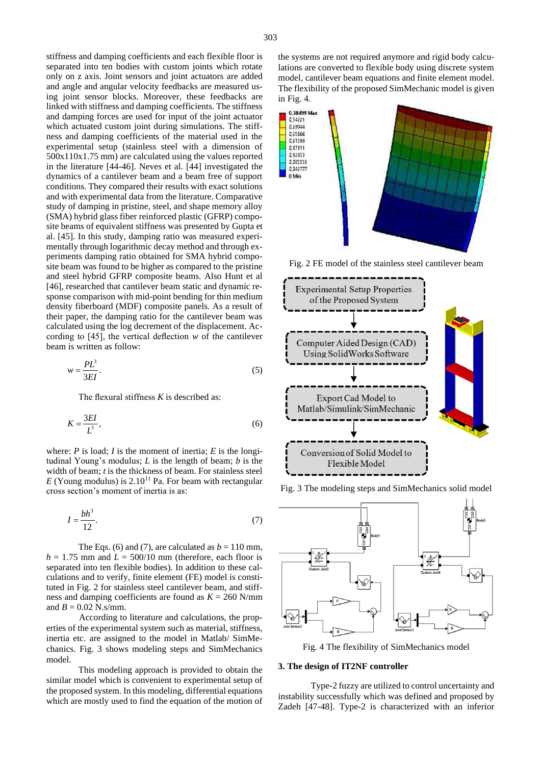stiffness and damping coefficients and each flexible floor is separated into ten bodies with custom joints which rotate only on z axis. Joint sensors and joint actuators are added and angle and angular velocity feedbacks are measured using joint sensor blocks. Moreover, these feedbacks are linked with stiffness and damping coefficients. The stiffness and damping forces are used for input of the joint actuator which actuated custom joint during simulations. The stiffness and damping coefficients of the material used in the experimental setup (stainless steel with a dimension of 500x110x1.75 mm) are calculated using the values reported in the literature [44-46]. Neves et al. [44] investigated the dynamics of a cantilever beam and a beam free of support conditions. They compared their results with exact solutions and with experimental data from the literature. Comparative study of damping in pristine, steel, and shape memory alloy (SMA) hybrid glass fiber reinforced plastic (GFRP) composite beams of equivalent stiffness was presented by Gupta et al. [45]. In this study, damping ratio was measured experimentally through logarithmic decay method and through experiments damping ratio obtained for SMA hybrid composite beam was found to be higher as compared to the pristine and steel hybrid GFRP composite beams. Also Hunt et al [46], researched that cantilever beam static and dynamic response comparison with mid-point bending for thin medium density fiberboard (MDF) composite panels. As a result of their paper, the damping ratio for the cantilever beam was calculated using the log decrement of the displacement. According to [45], the vertical deflection $w$ of the cantilever beam is written as follow:

$$w = \frac{PL^3}{3EI}. \tag{5}$$

The flexural stiffness $K$ is described as:

$$K = \frac{3EI}{L^3}, \tag{6}$$

where: $P$ is load; $I$ is the moment of inertia; $E$ is the longitudinal Young's modulus; $L$ is the length of beam; $b$ is the width of beam; $t$ is the thickness of beam. For stainless steel $E$ (Young modulus) is $2.10^{11}$ Pa. For beam with rectangular cross section's moment of inertia is as:

$$I = \frac{bh^3}{12}. \tag{7}$$

The Eqs. (6) and (7), are calculated as $b = 110$ mm, $h = 1.75$ mm and $L = 500/10$ mm (therefore, each floor is separated into ten flexible bodies). In addition to these calculations and to verify, finite element (FE) model is constituted in Fig. 2 for stainless steel cantilever beam, and stiffness and damping coefficients are found as $K = 260$ N/mm and $B = 0.02$ N.s/mm.

According to literature and calculations, the properties of the experimental system such as material, stiffness, inertia etc. are assigned to the model in Matlab/ SimMechanics. Fig. 3 shows modeling steps and SimMechanics model.

This modeling approach is provided to obtain the similar model which is convenient to experimental setup of the proposed system. In this modeling, differential equations which are mostly used to find the equation of the motion of the systems are not required anymore and rigid body calculations are converted to flexible body using discrete system model, cantilever beam equations and finite element model. The flexibility of the proposed SimMechanic model is given in Fig. 4.

Fig. 2 FE model of the stainless steel cantilever beam

Fig. 3 The modeling steps and SimMechanics solid model

Fig. 4 The flexibility of SimMechanics model

## 3. The design of IT2NF controller

Type-2 fuzzy are utilized to control uncertainty and instability successfully which was defined and proposed by Zadeh [47-48]. Type-2 is characterized with an inferior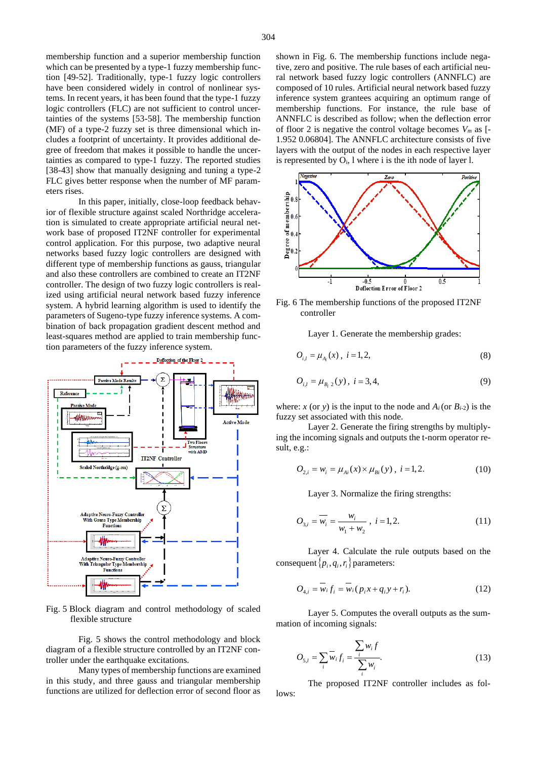membership function and a superior membership function which can be presented by a type-1 fuzzy membership function [49-52]. Traditionally, type-1 fuzzy logic controllers have been considered widely in control of nonlinear systems. In recent years, it has been found that the type-1 fuzzy logic controllers (FLC) are not sufficient to control uncertainties of the systems [53-58]. The membership function (MF) of a type-2 fuzzy set is three dimensional which includes a footprint of uncertainty. It provides additional degree of freedom that makes it possible to handle the uncertainties as compared to type-1 fuzzy. The reported studies [38-43] show that manually designing and tuning a type-2 FLC gives better response when the number of MF parameters rises.

In this paper, initially, close-loop feedback behavior of flexible structure against scaled Northridge acceleration is simulated to create appropriate artificial neural network base of proposed IT2NF controller for experimental control application. For this purpose, two adaptive neural networks based fuzzy logic controllers are designed with different type of membership functions as gauss, triangular and also these controllers are combined to create an IT2NF controller. The design of two fuzzy logic controllers is realized using artificial neural network based fuzzy inference system. A hybrid learning algorithm is used to identify the parameters of Sugeno-type fuzzy inference systems. A combination of back propagation gradient descent method and least-squares method are applied to train membership function parameters of the fuzzy inference system.

Fig. 5 Block diagram and control methodology of scaled flexible structure

Fig. 5 shows the control methodology and block diagram of a flexible structure controlled by an IT2NF controller under the earthquake excitations.

Many types of membership functions are examined in this study, and three gauss and triangular membership functions are utilized for deflection error of second floor as shown in Fig. 6. The membership functions include negative, zero and positive. The rule bases of each artificial neural network based fuzzy logic controllers (ANNFLC) are composed of 10 rules. Artificial neural network based fuzzy inference system grantees acquiring an optimum range of membership functions. For instance, the rule base of ANNFLC is described as follow; when the deflection error of floor 2 is negative the control voltage becomes $V_m$ as [-1.952 0.06804]. The ANNFLC architecture consists of five layers with the output of the nodes in each respective layer is represented by $O_i$, l where i is the ith node of layer l.

Fig. 6 The membership functions of the proposed IT2NF controller

Layer 1. Generate the membership grades:

$$O_{i,l} = \mu_{A_i}(x), \; i = 1,2, \tag{8}$$

$$O_{i,l} = \mu_{B_{i\,2}}(y), \; i = 3,4, \tag{9}$$

where: $x$ (or $y$) is the input to the node and $A_i$ (or $B_{i-2}$) is the fuzzy set associated with this node.

Layer 2. Generate the firing strengths by multiplying the incoming signals and outputs the t-norm operator result, e.g.:

$$O_{2,i} = w_i = \mu_{Ai}(x) \times \mu_{Bi}(y), \; i = 1,2. \tag{10}$$

Layer 3. Normalize the firing strengths:

$$O_{3,i} = \overline{w_i} = \frac{w_i}{w_1 + w_2}, \; i = 1,2. \tag{11}$$

Layer 4. Calculate the rule outputs based on the consequent $\{p_i, q_i, r_i\}$ parameters:

$$O_{4,i} = \overline{w_i}\, f_i = \overline{w_i}\,(p_i x + q_i y + r_i). \tag{12}$$

Layer 5. Computes the overall outputs as the summation of incoming signals:

$$O_{5,l} = \sum_i \overline{w_i}\, f_i = \frac{\sum_i w_i f}{\sum_i w_i}. \tag{13}$$

The proposed IT2NF controller includes as follows: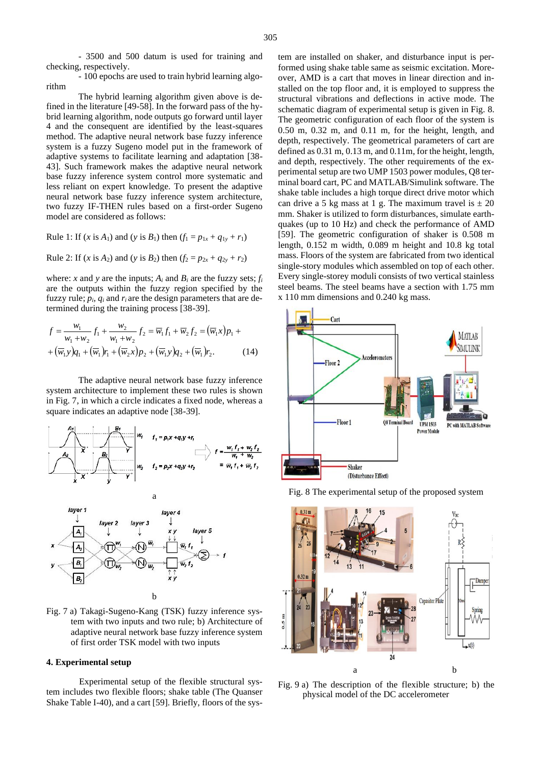- 3500 and 500 datum is used for training and checking, respectively.

- 100 epochs are used to train hybrid learning algorithm

The hybrid learning algorithm given above is defined in the literature [49-58]. In the forward pass of the hybrid learning algorithm, node outputs go forward until layer 4 and the consequent are identified by the least-squares method. The adaptive neural network base fuzzy inference system is a fuzzy Sugeno model put in the framework of adaptive systems to facilitate learning and adaptation [38-43]. Such framework makes the adaptive neural network base fuzzy inference system control more systematic and less reliant on expert knowledge. To present the adaptive neural network base fuzzy inference system architecture, two fuzzy IF-THEN rules based on a first-order Sugeno model are considered as follows:

Rule 1: If ($x$ is $A_1$) and ($y$ is $B_1$) then ($f_1 = p_{1x} + q_{1y} + r_1$)

Rule 2: If ($x$ is $A_2$) and ($y$ is $B_2$) then ($f_2 = p_{2x} + q_{2y} + r_2$)

where: $x$ and $y$ are the inputs; $A_i$ and $B_i$ are the fuzzy sets; $f_i$ are the outputs within the fuzzy region specified by the fuzzy rule; $p_i$, $q_i$ and $r_i$ are the design parameters that are determined during the training process [38-39].

$$f = \frac{w_1}{w_1 + w_2} f_1 + \frac{w_2}{w_1 + w_2} f_2 = \overline{w}_1 f_1 + \overline{w}_2 f_2 = (\overline{w}_1 x) p_1 + \\ + (\overline{w}_1 y) q_1 + (\overline{w}_1) r_1 + (\overline{w}_2 x) p_2 + (\overline{w}_1 y) q_2 + (\overline{w}_1) r_2. \qquad (14)$$

The adaptive neural network base fuzzy inference system architecture to implement these two rules is shown in Fig. 7, in which a circle indicates a fixed node, whereas a square indicates an adaptive node [38-39].

Fig. 7 a) Takagi-Sugeno-Kang (TSK) fuzzy inference system with two inputs and two rule; b) Architecture of adaptive neural network base fuzzy inference system of first order TSK model with two inputs

## 4. Experimental setup

Experimental setup of the flexible structural system includes two flexible floors; shake table (The Quanser Shake Table I-40), and a cart [59]. Briefly, floors of the system are installed on shaker, and disturbance input is performed using shake table same as seismic excitation. Moreover, AMD is a cart that moves in linear direction and installed on the top floor and, it is employed to suppress the structural vibrations and deflections in active mode. The schematic diagram of experimental setup is given in Fig. 8. The geometric configuration of each floor of the system is 0.50 m, 0.32 m, and 0.11 m, for the height, length, and depth, respectively. The geometrical parameters of cart are defined as 0.31 m, 0.13 m, and 0.11m, for the height, length, and depth, respectively. The other requirements of the experimental setup are two UMP 1503 power modules, Q8 terminal board cart, PC and MATLAB/Simulink software. The shake table includes a high torque direct drive motor which can drive a 5 kg mass at 1 g. The maximum travel is ± 20 mm. Shaker is utilized to form disturbances, simulate earthquakes (up to 10 Hz) and check the performance of AMD [59]. The geometric configuration of shaker is 0.508 m length, 0.152 m width, 0.089 m height and 10.8 kg total mass. Floors of the system are fabricated from two identical single-story modules which assembled on top of each other. Every single-storey moduli consists of two vertical stainless steel beams. The steel beams have a section with 1.75 mm x 110 mm dimensions and 0.240 kg mass.

Fig. 8 The experimental setup of the proposed system

Fig. 9 a) The description of the flexible structure; b) the physical model of the DC accelerometer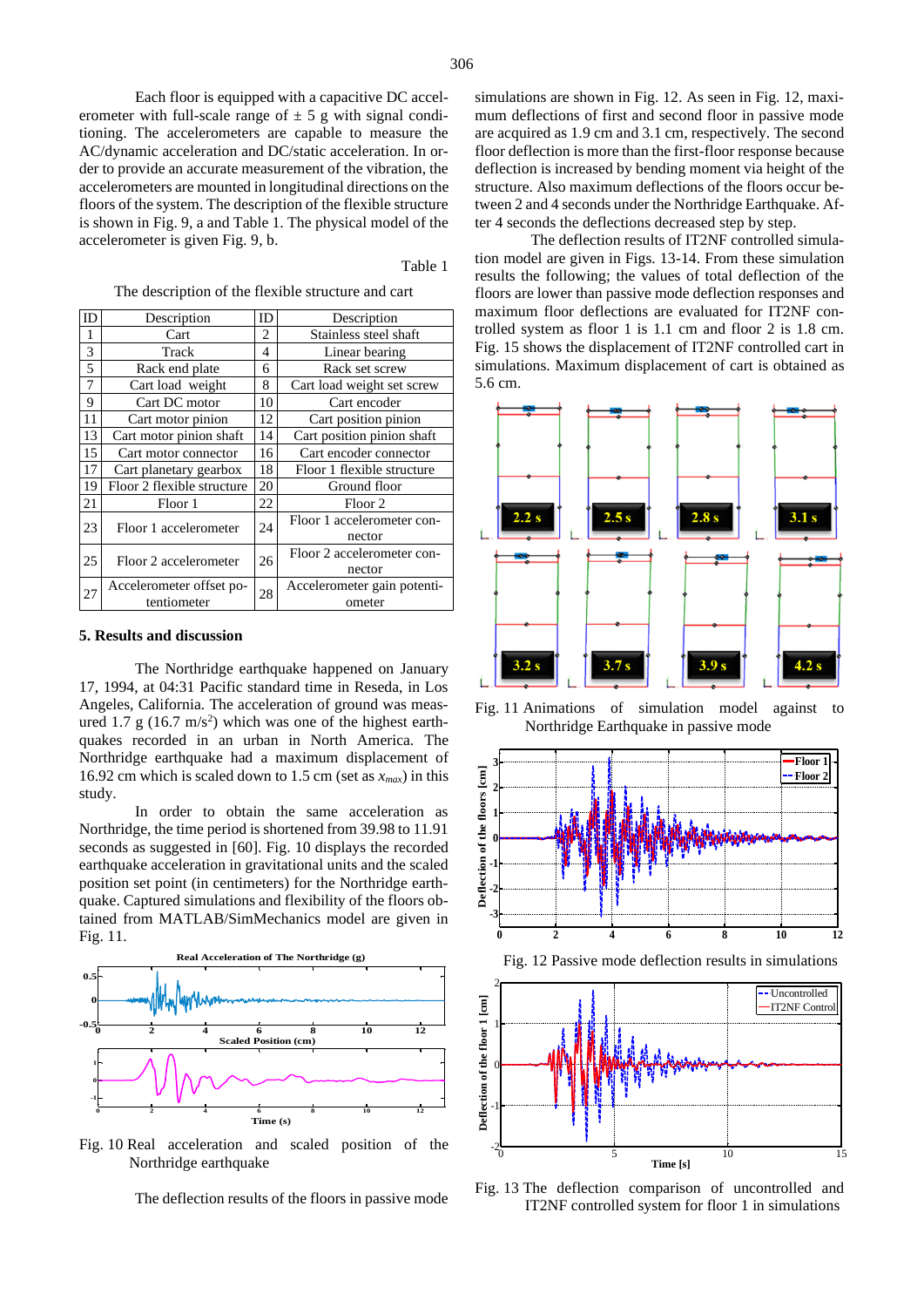Each floor is equipped with a capacitive DC accelerometer with full-scale range of ± 5 g with signal conditioning. The accelerometers are capable to measure the AC/dynamic acceleration and DC/static acceleration. In order to provide an accurate measurement of the vibration, the accelerometers are mounted in longitudinal directions on the floors of the system. The description of the flexible structure is shown in Fig. 9, a and Table 1. The physical model of the accelerometer is given Fig. 9, b.

Table 1

The description of the flexible structure and cart

| ID | Description | ID | Description |
|---|---|---|---|
| 1 | Cart | 2 | Stainless steel shaft |
| 3 | Track | 4 | Linear bearing |
| 5 | Rack end plate | 6 | Rack set screw |
| 7 | Cart load weight | 8 | Cart load weight set screw |
| 9 | Cart DC motor | 10 | Cart encoder |
| 11 | Cart motor pinion | 12 | Cart position pinion |
| 13 | Cart motor pinion shaft | 14 | Cart position pinion shaft |
| 15 | Cart motor connector | 16 | Cart encoder connector |
| 17 | Cart planetary gearbox | 18 | Floor 1 flexible structure |
| 19 | Floor 2 flexible structure | 20 | Ground floor |
| 21 | Floor 1 | 22 | Floor 2 |
| 23 | Floor 1 accelerometer | 24 | Floor 1 accelerometer connector |
| 25 | Floor 2 accelerometer | 26 | Floor 2 accelerometer connector |
| 27 | Accelerometer offset potentiometer | 28 | Accelerometer gain potentiometer |

## 5. Results and discussion

The Northridge earthquake happened on January 17, 1994, at 04:31 Pacific standard time in Reseda, in Los Angeles, California. The acceleration of ground was measured 1.7 g (16.7 m/s$^2$) which was one of the highest earthquakes recorded in an urban in North America. The Northridge earthquake had a maximum displacement of 16.92 cm which is scaled down to 1.5 cm (set as $x_{max}$) in this study.

In order to obtain the same acceleration as Northridge, the time period is shortened from 39.98 to 11.91 seconds as suggested in [60]. Fig. 10 displays the recorded earthquake acceleration in gravitational units and the scaled position set point (in centimeters) for the Northridge earthquake. Captured simulations and flexibility of the floors obtained from MATLAB/SimMechanics model are given in Fig. 11.

Fig. 10 Real acceleration and scaled position of the Northridge earthquake

The deflection results of the floors in passive mode simulations are shown in Fig. 12. As seen in Fig. 12, maximum deflections of first and second floor in passive mode are acquired as 1.9 cm and 3.1 cm, respectively. The second floor deflection is more than the first-floor response because deflection is increased by bending moment via height of the structure. Also maximum deflections of the floors occur between 2 and 4 seconds under the Northridge Earthquake. After 4 seconds the deflections decreased step by step.

The deflection results of IT2NF controlled simulation model are given in Figs. 13-14. From these simulation results the following; the values of total deflection of the floors are lower than passive mode deflection responses and maximum floor deflections are evaluated for IT2NF controlled system as floor 1 is 1.1 cm and floor 2 is 1.8 cm. Fig. 15 shows the displacement of IT2NF controlled cart in simulations. Maximum displacement of cart is obtained as 5.6 cm.

Fig. 11 Animations of simulation model against to Northridge Earthquake in passive mode

Fig. 12 Passive mode deflection results in simulations

Fig. 13 The deflection comparison of uncontrolled and IT2NF controlled system for floor 1 in simulations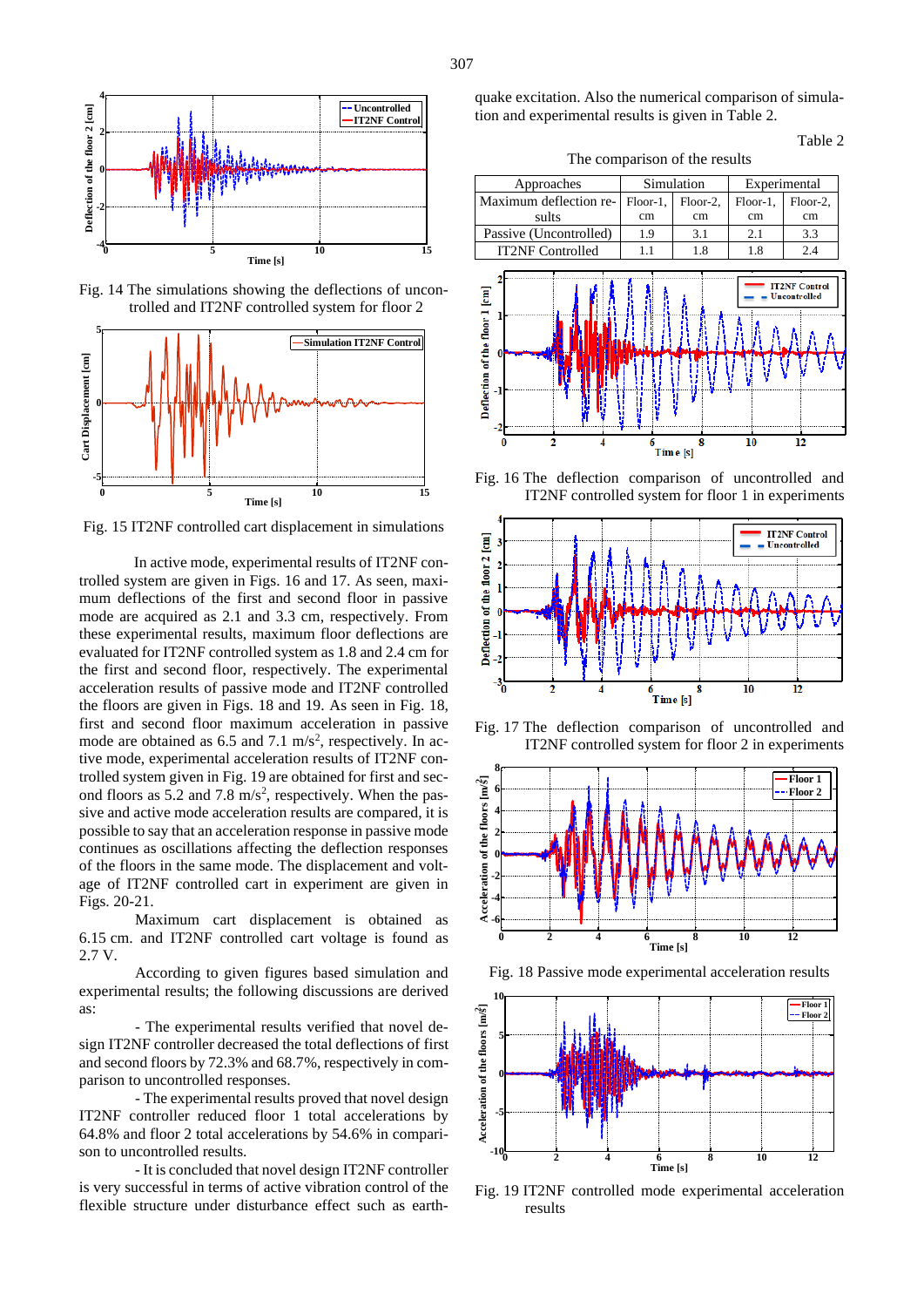Fig. 14 The simulations showing the deflections of uncontrolled and IT2NF controlled system for floor 2

Fig. 15 IT2NF controlled cart displacement in simulations

In active mode, experimental results of IT2NF controlled system are given in Figs. 16 and 17. As seen, maximum deflections of the first and second floor in passive mode are acquired as 2.1 and 3.3 cm, respectively. From these experimental results, maximum floor deflections are evaluated for IT2NF controlled system as 1.8 and 2.4 cm for the first and second floor, respectively. The experimental acceleration results of passive mode and IT2NF controlled the floors are given in Figs. 18 and 19. As seen in Fig. 18, first and second floor maximum acceleration in passive mode are obtained as 6.5 and 7.1 m/s$^2$, respectively. In active mode, experimental acceleration results of IT2NF controlled system given in Fig. 19 are obtained for first and second floors as 5.2 and 7.8 m/s$^2$, respectively. When the passive and active mode acceleration results are compared, it is possible to say that an acceleration response in passive mode continues as oscillations affecting the deflection responses of the floors in the same mode. The displacement and voltage of IT2NF controlled cart in experiment are given in Figs. 20-21.

Maximum cart displacement is obtained as 6.15 cm. and IT2NF controlled cart voltage is found as 2.7 V.

According to given figures based simulation and experimental results; the following discussions are derived as:

- The experimental results verified that novel design IT2NF controller decreased the total deflections of first and second floors by 72.3% and 68.7%, respectively in comparison to uncontrolled responses.

- The experimental results proved that novel design IT2NF controller reduced floor 1 total accelerations by 64.8% and floor 2 total accelerations by 54.6% in comparison to uncontrolled responses.

- It is concluded that novel design IT2NF controller is very successful in terms of active vibration control of the flexible structure under disturbance effect such as earthquake excitation. Also the numerical comparison of simulation and experimental results is given in Table 2.

Table 2

The comparison of the results

| Approaches | Simulation | | Experimental | |
|---|---|---|---|---|
| Maximum deflection results | Floor-1, cm | Floor-2, cm | Floor-1, cm | Floor-2, cm |
| Passive (Uncontrolled) | 1.9 | 3.1 | 2.1 | 3.3 |
| IT2NF Controlled | 1.1 | 1.8 | 1.8 | 2.4 |

Fig. 16 The deflection comparison of uncontrolled and IT2NF controlled system for floor 1 in experiments

Fig. 17 The deflection comparison of uncontrolled and IT2NF controlled system for floor 2 in experiments

Fig. 18 Passive mode experimental acceleration results

Fig. 19 IT2NF controlled mode experimental acceleration results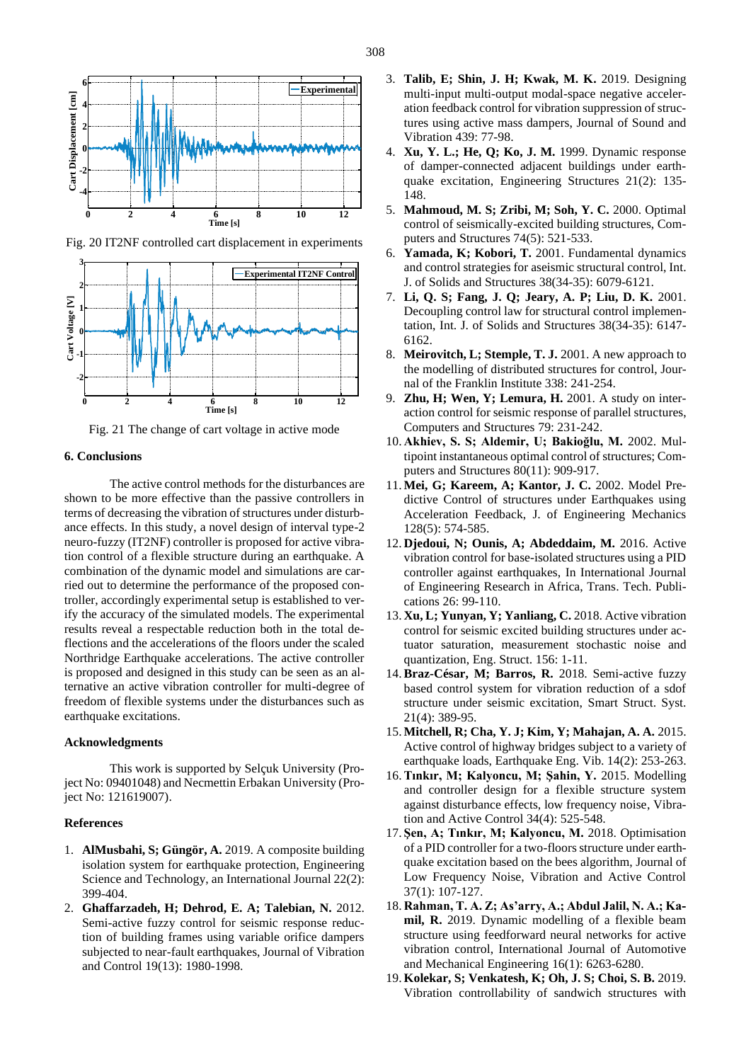Fig. 20 IT2NF controlled cart displacement in experiments

Fig. 21 The change of cart voltage in active mode

### 6. Conclusions

The active control methods for the disturbances are shown to be more effective than the passive controllers in terms of decreasing the vibration of structures under disturbance effects. In this study, a novel design of interval type-2 neuro-fuzzy (IT2NF) controller is proposed for active vibration control of a flexible structure during an earthquake. A combination of the dynamic model and simulations are carried out to determine the performance of the proposed controller, accordingly experimental setup is established to verify the accuracy of the simulated models. The experimental results reveal a respectable reduction both in the total deflections and the accelerations of the floors under the scaled Northridge Earthquake accelerations. The active controller is proposed and designed in this study can be seen as an alternative an active vibration controller for multi-degree of freedom of flexible systems under the disturbances such as earthquake excitations.

### Acknowledgments

This work is supported by Selçuk University (Project No: 09401048) and Necmettin Erbakan University (Project No: 121619007).

### References

1. **AlMusbahi, S; Güngör, A.** 2019. A composite building isolation system for earthquake protection, Engineering Science and Technology, an International Journal 22(2): 399-404.
2. **Ghaffarzadeh, H; Dehrod, E. A; Talebian, N.** 2012. Semi-active fuzzy control for seismic response reduction of building frames using variable orifice dampers subjected to near-fault earthquakes, Journal of Vibration and Control 19(13): 1980-1998.
3. **Talib, E; Shin, J. H; Kwak, M. K.** 2019. Designing multi-input multi-output modal-space negative acceleration feedback control for vibration suppression of structures using active mass dampers, Journal of Sound and Vibration 439: 77-98.
4. **Xu, Y. L.; He, Q; Ko, J. M.** 1999. Dynamic response of damper-connected adjacent buildings under earthquake excitation, Engineering Structures 21(2): 135-148.
5. **Mahmoud, M. S; Zribi, M; Soh, Y. C.** 2000. Optimal control of seismically-excited building structures, Computers and Structures 74(5): 521-533.
6. **Yamada, K; Kobori, T.** 2001. Fundamental dynamics and control strategies for aseismic structural control, Int. J. of Solids and Structures 38(34-35): 6079-6121.
7. **Li, Q. S; Fang, J. Q; Jeary, A. P; Liu, D. K.** 2001. Decoupling control law for structural control implementation, Int. J. of Solids and Structures 38(34-35): 6147-6162.
8. **Meirovitch, L; Stemple, T. J.** 2001. A new approach to the modelling of distributed structures for control, Journal of the Franklin Institute 338: 241-254.
9. **Zhu, H; Wen, Y; Lemura, H.** 2001. A study on interaction control for seismic response of parallel structures, Computers and Structures 79: 231-242.
10. **Akhiev, S. S; Aldemir, U; Bakioğlu, M.** 2002. Multipoint instantaneous optimal control of structures; Computers and Structures 80(11): 909-917.
11. **Mei, G; Kareem, A; Kantor, J. C.** 2002. Model Predictive Control of structures under Earthquakes using Acceleration Feedback, J. of Engineering Mechanics 128(5): 574-585.
12. **Djedoui, N; Ounis, A; Abdeddaim, M.** 2016. Active vibration control for base-isolated structures using a PID controller against earthquakes, In International Journal of Engineering Research in Africa, Trans. Tech. Publications 26: 99-110.
13. **Xu, L; Yunyan, Y; Yanliang, C.** 2018. Active vibration control for seismic excited building structures under actuator saturation, measurement stochastic noise and quantization, Eng. Struct. 156: 1-11.
14. **Braz-César, M; Barros, R.** 2018. Semi-active fuzzy based control system for vibration reduction of a sdof structure under seismic excitation, Smart Struct. Syst. 21(4): 389-95.
15. **Mitchell, R; Cha, Y. J; Kim, Y; Mahajan, A. A.** 2015. Active control of highway bridges subject to a variety of earthquake loads, Earthquake Eng. Vib. 14(2): 253-263.
16. **Tınkır, M; Kalyoncu, M; Şahin, Y.** 2015. Modelling and controller design for a flexible structure system against disturbance effects, low frequency noise, Vibration and Active Control 34(4): 525-548.
17. **Şen, A; Tınkır, M; Kalyoncu, M.** 2018. Optimisation of a PID controller for a two-floors structure under earthquake excitation based on the bees algorithm, Journal of Low Frequency Noise, Vibration and Active Control 37(1): 107-127.
18. **Rahman, T. A. Z; As'arry, A.; Abdul Jalil, N. A.; Kamil, R.** 2019. Dynamic modelling of a flexible beam structure using feedforward neural networks for active vibration control, International Journal of Automotive and Mechanical Engineering 16(1): 6263-6280.
19. **Kolekar, S; Venkatesh, K; Oh, J. S; Choi, S. B.** 2019. Vibration controllability of sandwich structures with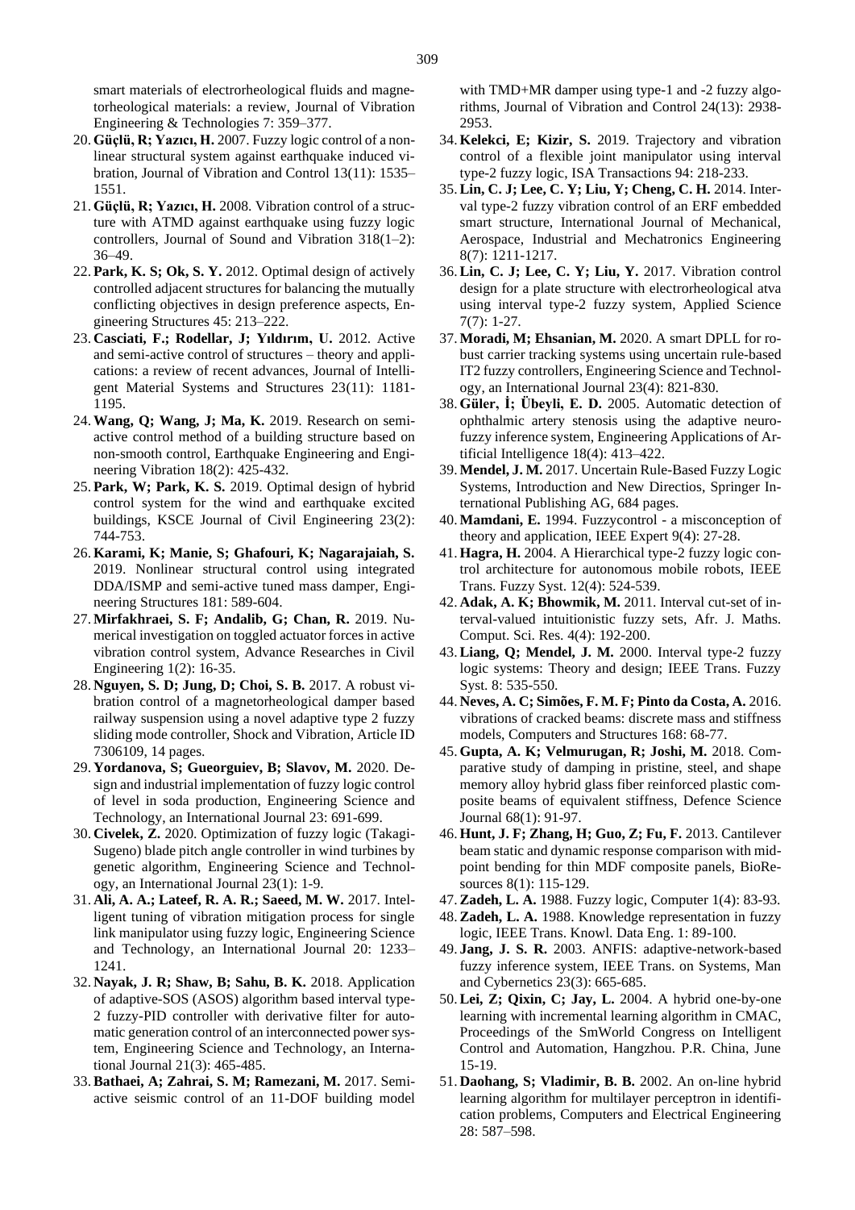smart materials of electrorheological fluids and magnetorheological materials: a review, Journal of Vibration Engineering & Technologies 7: 359–377.

20. **Güçlü, R; Yazıcı, H.** 2007. Fuzzy logic control of a nonlinear structural system against earthquake induced vibration, Journal of Vibration and Control 13(11): 1535–1551.
21. **Güçlü, R; Yazıcı, H.** 2008. Vibration control of a structure with ATMD against earthquake using fuzzy logic controllers, Journal of Sound and Vibration 318(1–2): 36–49.
22. **Park, K. S; Ok, S. Y.** 2012. Optimal design of actively controlled adjacent structures for balancing the mutually conflicting objectives in design preference aspects, Engineering Structures 45: 213–222.
23. **Casciati, F.; Rodellar, J; Yıldırım, U.** 2012. Active and semi-active control of structures – theory and applications: a review of recent advances, Journal of Intelligent Material Systems and Structures 23(11): 1181-1195.
24. **Wang, Q; Wang, J; Ma, K.** 2019. Research on semi-active control method of a building structure based on non-smooth control, Earthquake Engineering and Engineering Vibration 18(2): 425-432.
25. **Park, W; Park, K. S.** 2019. Optimal design of hybrid control system for the wind and earthquake excited buildings, KSCE Journal of Civil Engineering 23(2): 744-753.
26. **Karami, K; Manie, S; Ghafouri, K; Nagarajaiah, S.** 2019. Nonlinear structural control using integrated DDA/ISMP and semi-active tuned mass damper, Engineering Structures 181: 589-604.
27. **Mirfakhraei, S. F; Andalib, G; Chan, R.** 2019. Numerical investigation on toggled actuator forces in active vibration control system, Advance Researches in Civil Engineering 1(2): 16-35.
28. **Nguyen, S. D; Jung, D; Choi, S. B.** 2017. A robust vibration control of a magnetorheological damper based railway suspension using a novel adaptive type 2 fuzzy sliding mode controller, Shock and Vibration, Article ID 7306109, 14 pages.
29. **Yordanova, S; Gueorguiev, B; Slavov, M.** 2020. Design and industrial implementation of fuzzy logic control of level in soda production, Engineering Science and Technology, an International Journal 23: 691-699.
30. **Civelek, Z.** 2020. Optimization of fuzzy logic (Takagi-Sugeno) blade pitch angle controller in wind turbines by genetic algorithm, Engineering Science and Technology, an International Journal 23(1): 1-9.
31. **Ali, A. A.; Lateef, R. A. R.; Saeed, M. W.** 2017. Intelligent tuning of vibration mitigation process for single link manipulator using fuzzy logic, Engineering Science and Technology, an International Journal 20: 1233–1241.
32. **Nayak, J. R; Shaw, B; Sahu, B. K.** 2018. Application of adaptive-SOS (ASOS) algorithm based interval type-2 fuzzy-PID controller with derivative filter for automatic generation control of an interconnected power system, Engineering Science and Technology, an International Journal 21(3): 465-485.
33. **Bathaei, A; Zahrai, S. M; Ramezani, M.** 2017. Semi-active seismic control of an 11-DOF building model with TMD+MR damper using type-1 and -2 fuzzy algorithms, Journal of Vibration and Control 24(13): 2938-2953.
34. **Kelekci, E; Kizir, S.** 2019. Trajectory and vibration control of a flexible joint manipulator using interval type-2 fuzzy logic, ISA Transactions 94: 218-233.
35. **Lin, C. J; Lee, C. Y; Liu, Y; Cheng, C. H.** 2014. Interval type-2 fuzzy vibration control of an ERF embedded smart structure, International Journal of Mechanical, Aerospace, Industrial and Mechatronics Engineering 8(7): 1211-1217.
36. **Lin, C. J; Lee, C. Y; Liu, Y.** 2017. Vibration control design for a plate structure with electrorheological atva using interval type-2 fuzzy system, Applied Science 7(7): 1-27.
37. **Moradi, M; Ehsanian, M.** 2020. A smart DPLL for robust carrier tracking systems using uncertain rule-based IT2 fuzzy controllers, Engineering Science and Technology, an International Journal 23(4): 821-830.
38. **Güler, İ; Übeyli, E. D.** 2005. Automatic detection of ophthalmic artery stenosis using the adaptive neuro-fuzzy inference system, Engineering Applications of Artificial Intelligence 18(4): 413–422.
39. **Mendel, J. M.** 2017. Uncertain Rule-Based Fuzzy Logic Systems, Introduction and New Directios, Springer International Publishing AG, 684 pages.
40. **Mamdani, E.** 1994. Fuzzycontrol - a misconception of theory and application, IEEE Expert 9(4): 27-28.
41. **Hagra, H.** 2004. A Hierarchical type-2 fuzzy logic control architecture for autonomous mobile robots, IEEE Trans. Fuzzy Syst. 12(4): 524-539.
42. **Adak, A. K; Bhowmik, M.** 2011. Interval cut-set of interval-valued intuitionistic fuzzy sets, Afr. J. Maths. Comput. Sci. Res. 4(4): 192-200.
43. **Liang, Q; Mendel, J. M.** 2000. Interval type-2 fuzzy logic systems: Theory and design; IEEE Trans. Fuzzy Syst. 8: 535-550.
44. **Neves, A. C; Simões, F. M. F; Pinto da Costa, A.** 2016. vibrations of cracked beams: discrete mass and stiffness models, Computers and Structures 168: 68-77.
45. **Gupta, A. K; Velmurugan, R; Joshi, M.** 2018. Comparative study of damping in pristine, steel, and shape memory alloy hybrid glass fiber reinforced plastic composite beams of equivalent stiffness, Defence Science Journal 68(1): 91-97.
46. **Hunt, J. F; Zhang, H; Guo, Z; Fu, F.** 2013. Cantilever beam static and dynamic response comparison with mid-point bending for thin MDF composite panels, BioResources 8(1): 115-129.
47. **Zadeh, L. A.** 1988. Fuzzy logic, Computer 1(4): 83-93.
48. **Zadeh, L. A.** 1988. Knowledge representation in fuzzy logic, IEEE Trans. Knowl. Data Eng. 1: 89-100.
49. **Jang, J. S. R.** 2003. ANFIS: adaptive-network-based fuzzy inference system, IEEE Trans. on Systems, Man and Cybernetics 23(3): 665-685.
50. **Lei, Z; Qixin, C; Jay, L.** 2004. A hybrid one-by-one learning with incremental learning algorithm in CMAC, Proceedings of the SmWorld Congress on Intelligent Control and Automation, Hangzhou. P.R. China, June 15-19.
51. **Daohang, S; Vladimir, B. B.** 2002. An on-line hybrid learning algorithm for multilayer perceptron in identification problems, Computers and Electrical Engineering 28: 587–598.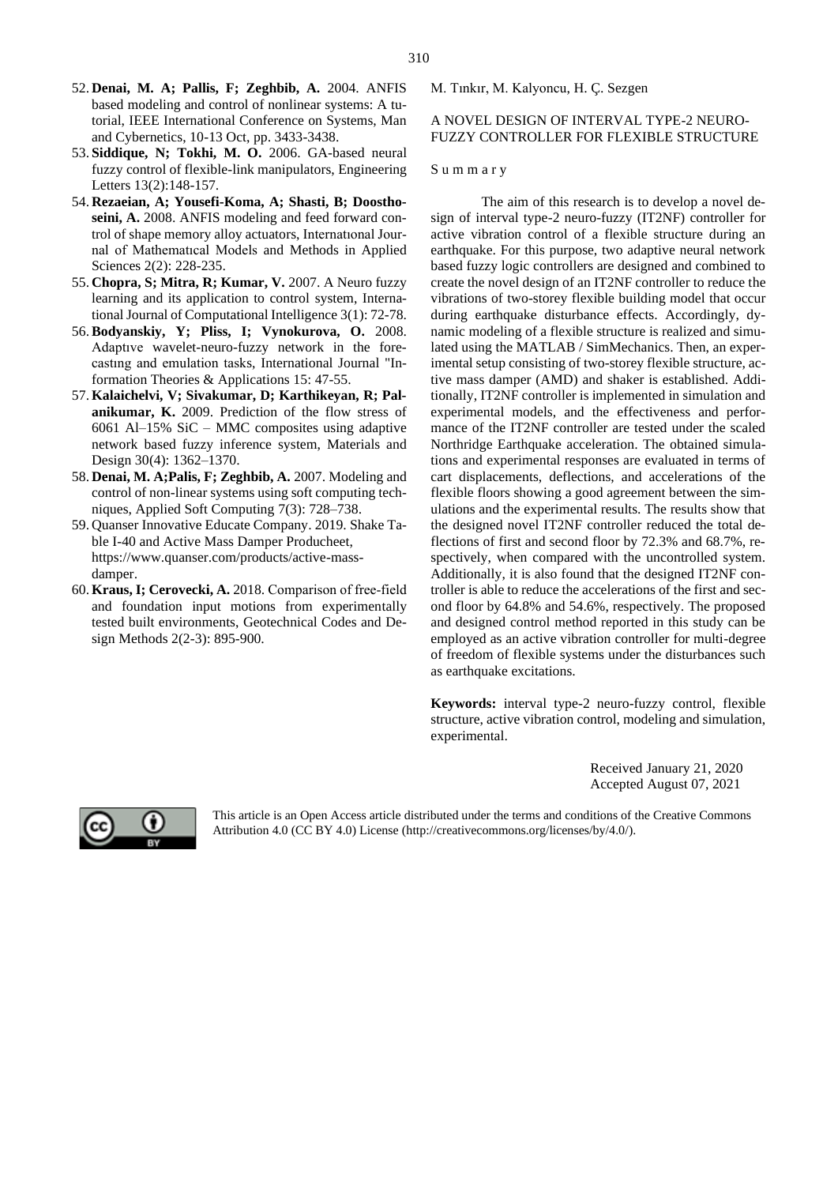52. **Denai, M. A; Pallis, F; Zeghbib, A.** 2004. ANFIS based modeling and control of nonlinear systems: A tutorial, IEEE International Conference on Systems, Man and Cybernetics, 10-13 Oct, pp. 3433-3438.
53. **Siddique, N; Tokhi, M. O.** 2006. GA-based neural fuzzy control of flexible-link manipulators, Engineering Letters 13(2):148-157.
54. **Rezaeian, A; Yousefi-Koma, A; Shasti, B; Doostho­seini, A.** 2008. ANFIS modeling and feed forward control of shape memory alloy actuators, Internatıonal Journal of Mathematıcal Models and Methods in Applied Sciences 2(2): 228-235.
55. **Chopra, S; Mitra, R; Kumar, V.** 2007. A Neuro fuzzy learning and its application to control system, International Journal of Computational Intelligence 3(1): 72-78.
56. **Bodyanskiy, Y; Pliss, I; Vynokurova, O.** 2008. Adaptıve wavelet-neuro-fuzzy network in the forecastıng and emulation tasks, International Journal "Information Theories & Applications 15: 47-55.
57. **Kalaichelvi, V; Sivakumar, D; Karthikeyan, R; Palanikumar, K.** 2009. Prediction of the flow stress of 6061 Al–15% SiC – MMC composites using adaptive network based fuzzy inference system, Materials and Design 30(4): 1362–1370.
58. **Denai, M. A;Palis, F; Zeghbib, A.** 2007. Modeling and control of non-linear systems using soft computing techniques, Applied Soft Computing 7(3): 728–738.
59. Quanser Innovative Educate Company. 2019. Shake Table I-40 and Active Mass Damper Producheet, https://www.quanser.com/products/active-mass-damper.
60. **Kraus, I; Cerovecki, A.** 2018. Comparison of free-field and foundation input motions from experimentally tested built environments, Geotechnical Codes and Design Methods 2(2-3): 895-900.

M. Tınkır, M. Kalyoncu, H. Ç. Sezgen

A NOVEL DESIGN OF INTERVAL TYPE-2 NEURO-FUZZY CONTROLLER FOR FLEXIBLE STRUCTURE

S u m m a r y

The aim of this research is to develop a novel design of interval type-2 neuro-fuzzy (IT2NF) controller for active vibration control of a flexible structure during an earthquake. For this purpose, two adaptive neural network based fuzzy logic controllers are designed and combined to create the novel design of an IT2NF controller to reduce the vibrations of two-storey flexible building model that occur during earthquake disturbance effects. Accordingly, dynamic modeling of a flexible structure is realized and simulated using the MATLAB / SimMechanics. Then, an experimental setup consisting of two-storey flexible structure, active mass damper (AMD) and shaker is established. Additionally, IT2NF controller is implemented in simulation and experimental models, and the effectiveness and performance of the IT2NF controller are tested under the scaled Northridge Earthquake acceleration. The obtained simulations and experimental responses are evaluated in terms of cart displacements, deflections, and accelerations of the flexible floors showing a good agreement between the simulations and the experimental results. The results show that the designed novel IT2NF controller reduced the total deflections of first and second floor by 72.3% and 68.7%, respectively, when compared with the uncontrolled system. Additionally, it is also found that the designed IT2NF controller is able to reduce the accelerations of the first and second floor by 64.8% and 54.6%, respectively. The proposed and designed control method reported in this study can be employed as an active vibration controller for multi-degree of freedom of flexible systems under the disturbances such as earthquake excitations.

**Keywords:** interval type-2 neuro-fuzzy control, flexible structure, active vibration control, modeling and simulation, experimental.

Received January 21, 2020
Accepted August 07, 2021

This article is an Open Access article distributed under the terms and conditions of the Creative Commons Attribution 4.0 (CC BY 4.0) License (http://creativecommons.org/licenses/by/4.0/).